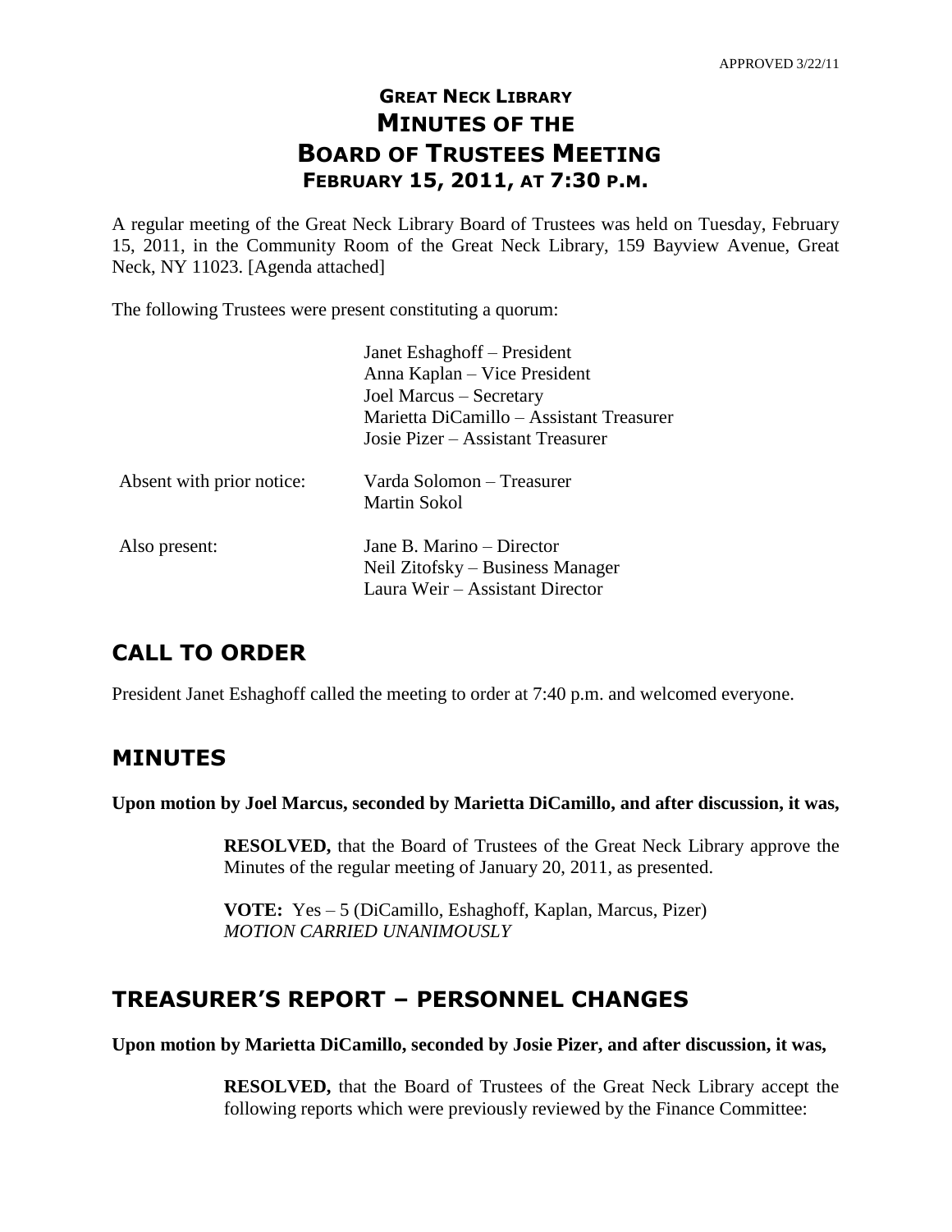APPROVED 3/22/11

# GREAT NECK LIBRARY
# MINUTES OF THE
# BOARD OF TRUSTEES MEETING
## FEBRUARY 15, 2011, AT 7:30 P.M.

A regular meeting of the Great Neck Library Board of Trustees was held on Tuesday, February 15, 2011, in the Community Room of the Great Neck Library, 159 Bayview Avenue, Great Neck, NY 11023. [Agenda attached]

The following Trustees were present constituting a quorum:

| | |
|---|---|
| | Janet Eshaghoff – President<br>Anna Kaplan – Vice President<br>Joel Marcus – Secretary<br>Marietta DiCamillo – Assistant Treasurer<br>Josie Pizer – Assistant Treasurer |
| Absent with prior notice: | Varda Solomon – Treasurer<br>Martin Sokol |
| Also present: | Jane B. Marino – Director<br>Neil Zitofsky – Business Manager<br>Laura Weir – Assistant Director |

## CALL TO ORDER

President Janet Eshaghoff called the meeting to order at 7:40 p.m. and welcomed everyone.

## MINUTES

**Upon motion by Joel Marcus, seconded by Marietta DiCamillo, and after discussion, it was,**

> **RESOLVED,** that the Board of Trustees of the Great Neck Library approve the Minutes of the regular meeting of January 20, 2011, as presented.
>
> **VOTE:** Yes – 5 (DiCamillo, Eshaghoff, Kaplan, Marcus, Pizer)
> *MOTION CARRIED UNANIMOUSLY*

## TREASURER'S REPORT – PERSONNEL CHANGES

**Upon motion by Marietta DiCamillo, seconded by Josie Pizer, and after discussion, it was,**

> **RESOLVED,** that the Board of Trustees of the Great Neck Library accept the following reports which were previously reviewed by the Finance Committee: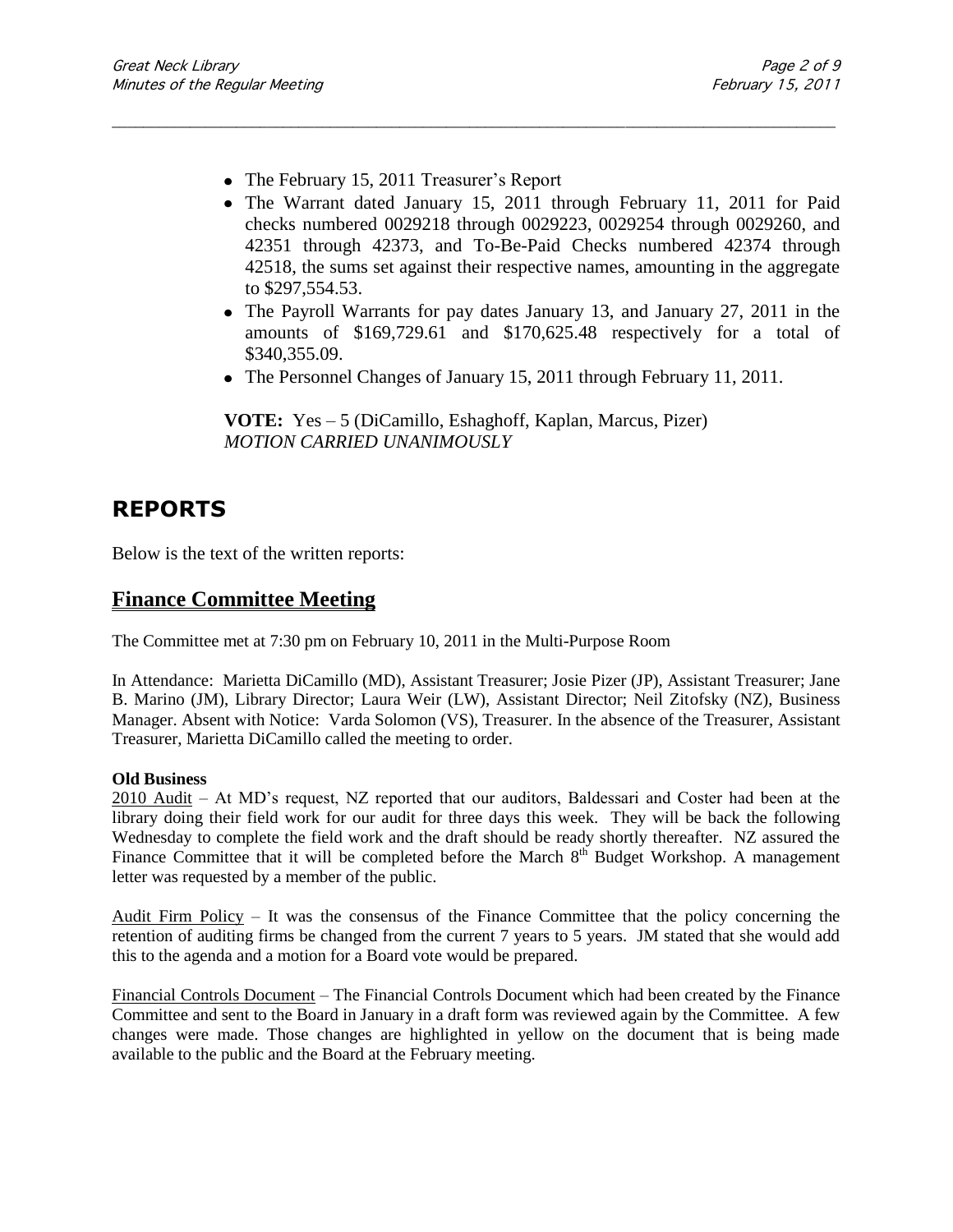- The February 15, 2011 Treasurer's Report
- The Warrant dated January 15, 2011 through February 11, 2011 for Paid checks numbered 0029218 through 0029223, 0029254 through 0029260, and 42351 through 42373, and To-Be-Paid Checks numbered 42374 through 42518, the sums set against their respective names, amounting in the aggregate to $297,554.53.
- The Payroll Warrants for pay dates January 13, and January 27, 2011 in the amounts of $169,729.61 and $170,625.48 respectively for a total of $340,355.09.
- The Personnel Changes of January 15, 2011 through February 11, 2011.

**VOTE:** Yes – 5 (DiCamillo, Eshaghoff, Kaplan, Marcus, Pizer)
*MOTION CARRIED UNANIMOUSLY*

# REPORTS

Below is the text of the written reports:

## Finance Committee Meeting

The Committee met at 7:30 pm on February 10, 2011 in the Multi-Purpose Room

In Attendance: Marietta DiCamillo (MD), Assistant Treasurer; Josie Pizer (JP), Assistant Treasurer; Jane B. Marino (JM), Library Director; Laura Weir (LW), Assistant Director; Neil Zitofsky (NZ), Business Manager. Absent with Notice: Varda Solomon (VS), Treasurer. In the absence of the Treasurer, Assistant Treasurer, Marietta DiCamillo called the meeting to order.

**Old Business**

2010 Audit – At MD's request, NZ reported that our auditors, Baldessari and Coster had been at the library doing their field work for our audit for three days this week. They will be back the following Wednesday to complete the field work and the draft should be ready shortly thereafter. NZ assured the Finance Committee that it will be completed before the March 8th Budget Workshop. A management letter was requested by a member of the public.

Audit Firm Policy – It was the consensus of the Finance Committee that the policy concerning the retention of auditing firms be changed from the current 7 years to 5 years. JM stated that she would add this to the agenda and a motion for a Board vote would be prepared.

Financial Controls Document – The Financial Controls Document which had been created by the Finance Committee and sent to the Board in January in a draft form was reviewed again by the Committee. A few changes were made. Those changes are highlighted in yellow on the document that is being made available to the public and the Board at the February meeting.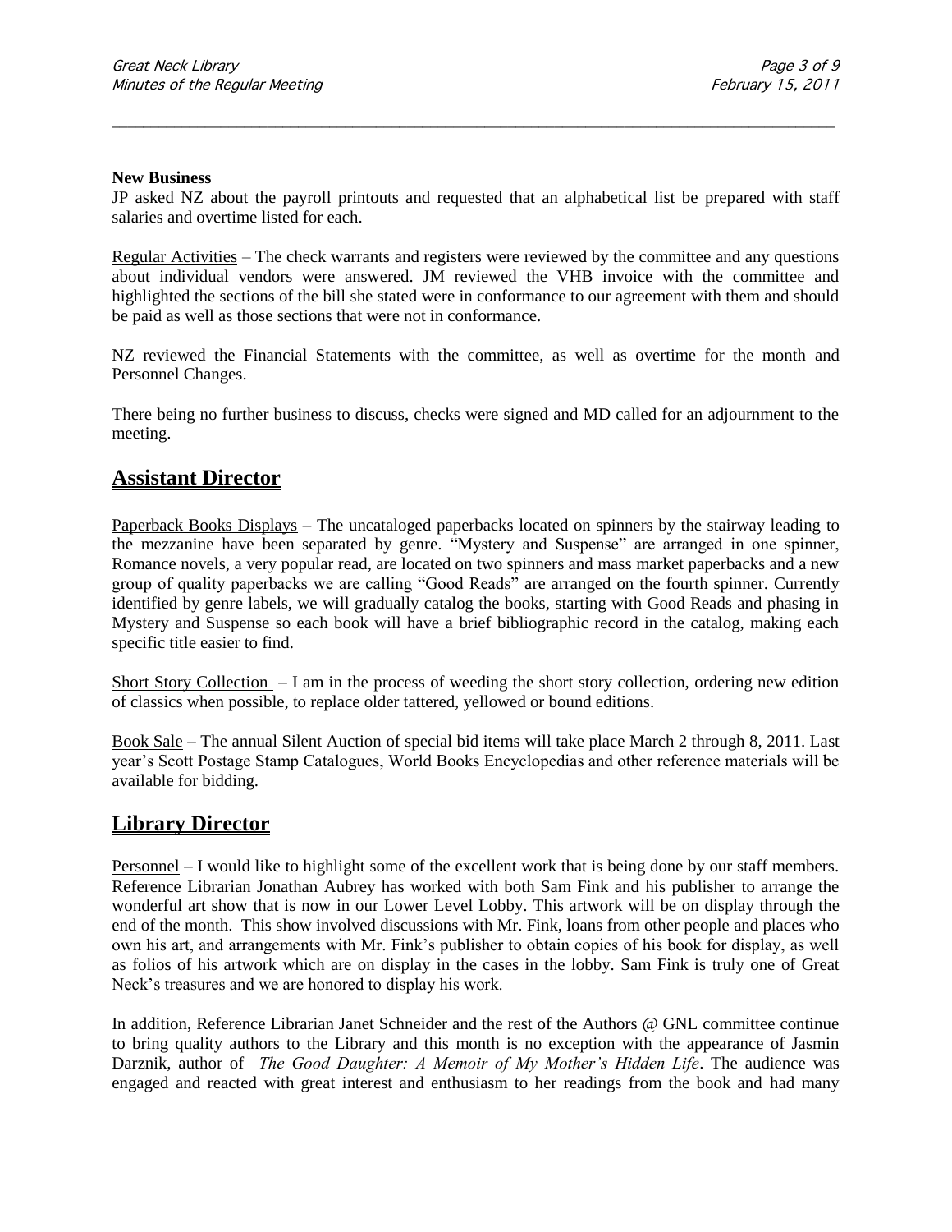**New Business**

JP asked NZ about the payroll printouts and requested that an alphabetical list be prepared with staff salaries and overtime listed for each.

Regular Activities – The check warrants and registers were reviewed by the committee and any questions about individual vendors were answered. JM reviewed the VHB invoice with the committee and highlighted the sections of the bill she stated were in conformance to our agreement with them and should be paid as well as those sections that were not in conformance.

NZ reviewed the Financial Statements with the committee, as well as overtime for the month and Personnel Changes.

There being no further business to discuss, checks were signed and MD called for an adjournment to the meeting.

## Assistant Director

Paperback Books Displays – The uncataloged paperbacks located on spinners by the stairway leading to the mezzanine have been separated by genre. "Mystery and Suspense" are arranged in one spinner, Romance novels, a very popular read, are located on two spinners and mass market paperbacks and a new group of quality paperbacks we are calling "Good Reads" are arranged on the fourth spinner. Currently identified by genre labels, we will gradually catalog the books, starting with Good Reads and phasing in Mystery and Suspense so each book will have a brief bibliographic record in the catalog, making each specific title easier to find.

Short Story Collection – I am in the process of weeding the short story collection, ordering new edition of classics when possible, to replace older tattered, yellowed or bound editions.

Book Sale – The annual Silent Auction of special bid items will take place March 2 through 8, 2011. Last year's Scott Postage Stamp Catalogues, World Books Encyclopedias and other reference materials will be available for bidding.

## Library Director

Personnel – I would like to highlight some of the excellent work that is being done by our staff members. Reference Librarian Jonathan Aubrey has worked with both Sam Fink and his publisher to arrange the wonderful art show that is now in our Lower Level Lobby. This artwork will be on display through the end of the month. This show involved discussions with Mr. Fink, loans from other people and places who own his art, and arrangements with Mr. Fink's publisher to obtain copies of his book for display, as well as folios of his artwork which are on display in the cases in the lobby. Sam Fink is truly one of Great Neck's treasures and we are honored to display his work.

In addition, Reference Librarian Janet Schneider and the rest of the Authors @ GNL committee continue to bring quality authors to the Library and this month is no exception with the appearance of Jasmin Darznik, author of *The Good Daughter: A Memoir of My Mother's Hidden Life*. The audience was engaged and reacted with great interest and enthusiasm to her readings from the book and had many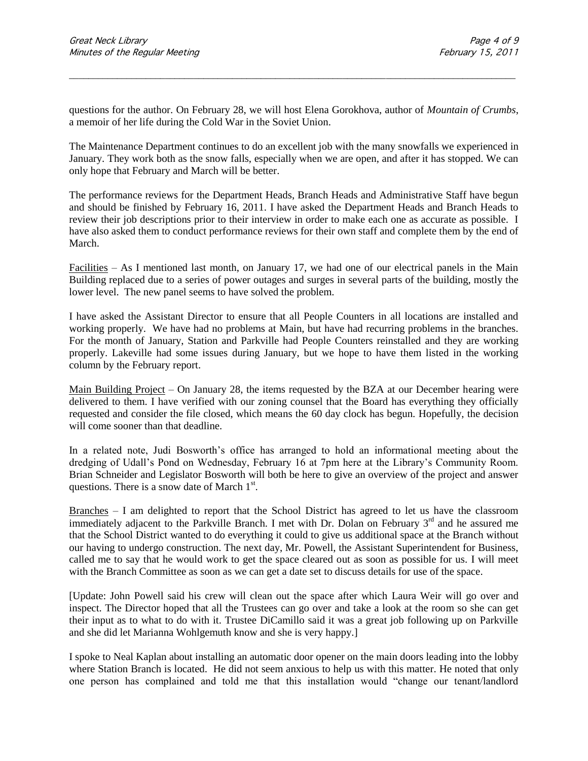questions for the author. On February 28, we will host Elena Gorokhova, author of *Mountain of Crumbs*, a memoir of her life during the Cold War in the Soviet Union.

The Maintenance Department continues to do an excellent job with the many snowfalls we experienced in January. They work both as the snow falls, especially when we are open, and after it has stopped. We can only hope that February and March will be better.

The performance reviews for the Department Heads, Branch Heads and Administrative Staff have begun and should be finished by February 16, 2011. I have asked the Department Heads and Branch Heads to review their job descriptions prior to their interview in order to make each one as accurate as possible. I have also asked them to conduct performance reviews for their own staff and complete them by the end of March.

<u>Facilities</u> – As I mentioned last month, on January 17, we had one of our electrical panels in the Main Building replaced due to a series of power outages and surges in several parts of the building, mostly the lower level. The new panel seems to have solved the problem.

I have asked the Assistant Director to ensure that all People Counters in all locations are installed and working properly. We have had no problems at Main, but have had recurring problems in the branches. For the month of January, Station and Parkville had People Counters reinstalled and they are working properly. Lakeville had some issues during January, but we hope to have them listed in the working column by the February report.

<u>Main Building Project</u> – On January 28, the items requested by the BZA at our December hearing were delivered to them. I have verified with our zoning counsel that the Board has everything they officially requested and consider the file closed, which means the 60 day clock has begun. Hopefully, the decision will come sooner than that deadline.

In a related note, Judi Bosworth's office has arranged to hold an informational meeting about the dredging of Udall's Pond on Wednesday, February 16 at 7pm here at the Library's Community Room. Brian Schneider and Legislator Bosworth will both be here to give an overview of the project and answer questions. There is a snow date of March 1st.

<u>Branches</u> – I am delighted to report that the School District has agreed to let us have the classroom immediately adjacent to the Parkville Branch. I met with Dr. Dolan on February 3rd and he assured me that the School District wanted to do everything it could to give us additional space at the Branch without our having to undergo construction. The next day, Mr. Powell, the Assistant Superintendent for Business, called me to say that he would work to get the space cleared out as soon as possible for us. I will meet with the Branch Committee as soon as we can get a date set to discuss details for use of the space.

[Update: John Powell said his crew will clean out the space after which Laura Weir will go over and inspect. The Director hoped that all the Trustees can go over and take a look at the room so she can get their input as to what to do with it. Trustee DiCamillo said it was a great job following up on Parkville and she did let Marianna Wohlgemuth know and she is very happy.]

I spoke to Neal Kaplan about installing an automatic door opener on the main doors leading into the lobby where Station Branch is located. He did not seem anxious to help us with this matter. He noted that only one person has complained and told me that this installation would "change our tenant/landlord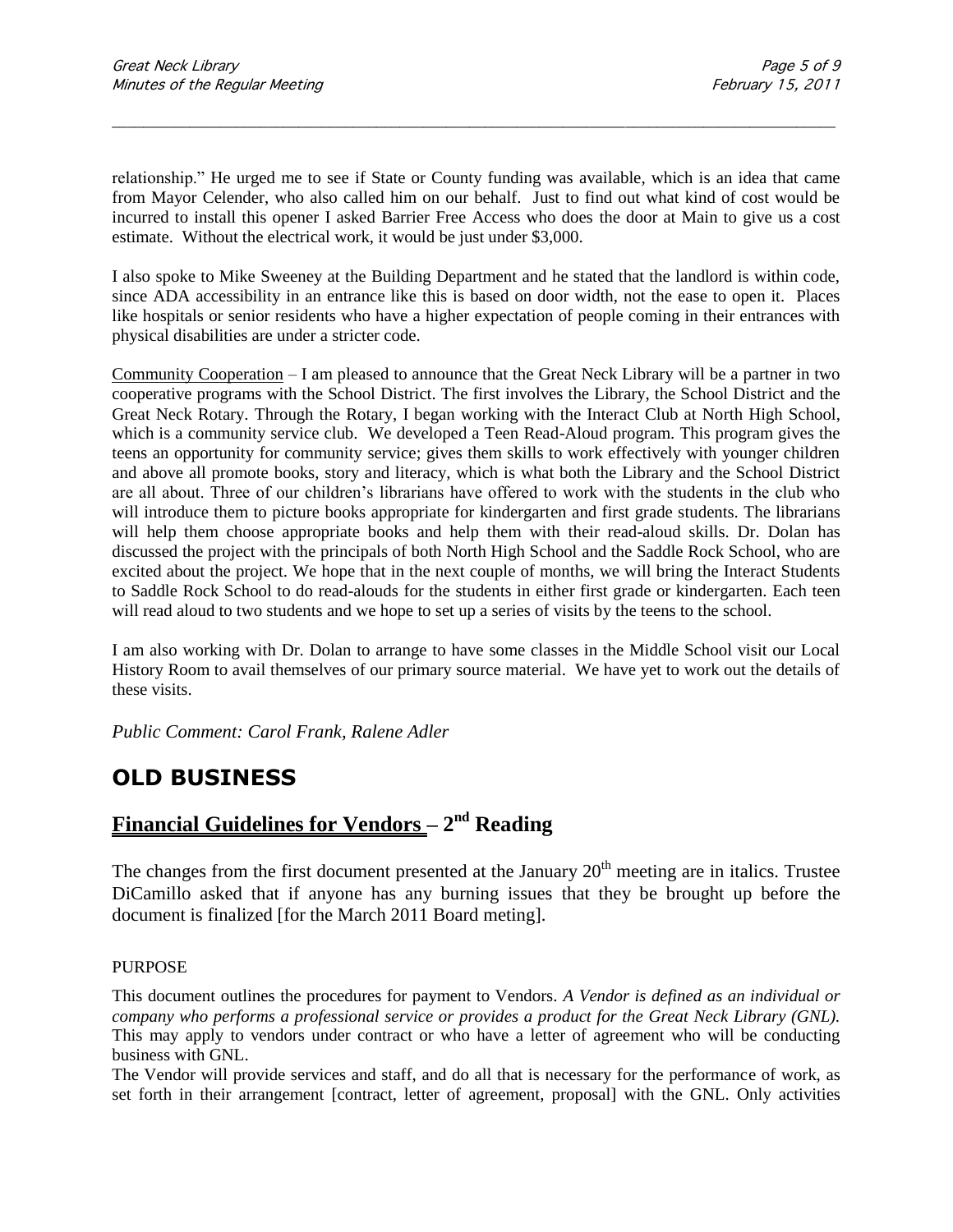relationship." He urged me to see if State or County funding was available, which is an idea that came from Mayor Celender, who also called him on our behalf. Just to find out what kind of cost would be incurred to install this opener I asked Barrier Free Access who does the door at Main to give us a cost estimate. Without the electrical work, it would be just under $3,000.

I also spoke to Mike Sweeney at the Building Department and he stated that the landlord is within code, since ADA accessibility in an entrance like this is based on door width, not the ease to open it. Places like hospitals or senior residents who have a higher expectation of people coming in their entrances with physical disabilities are under a stricter code.

<u>Community Cooperation</u> – I am pleased to announce that the Great Neck Library will be a partner in two cooperative programs with the School District. The first involves the Library, the School District and the Great Neck Rotary. Through the Rotary, I began working with the Interact Club at North High School, which is a community service club. We developed a Teen Read-Aloud program. This program gives the teens an opportunity for community service; gives them skills to work effectively with younger children and above all promote books, story and literacy, which is what both the Library and the School District are all about. Three of our children's librarians have offered to work with the students in the club who will introduce them to picture books appropriate for kindergarten and first grade students. The librarians will help them choose appropriate books and help them with their read-aloud skills. Dr. Dolan has discussed the project with the principals of both North High School and the Saddle Rock School, who are excited about the project. We hope that in the next couple of months, we will bring the Interact Students to Saddle Rock School to do read-alouds for the students in either first grade or kindergarten. Each teen will read aloud to two students and we hope to set up a series of visits by the teens to the school.

I am also working with Dr. Dolan to arrange to have some classes in the Middle School visit our Local History Room to avail themselves of our primary source material. We have yet to work out the details of these visits.

*Public Comment: Carol Frank, Ralene Adler*

## OLD BUSINESS

## <u>Financial Guidelines for Vendors</u> – 2nd Reading

The changes from the first document presented at the January 20th meeting are in italics. Trustee DiCamillo asked that if anyone has any burning issues that they be brought up before the document is finalized [for the March 2011 Board meting].

PURPOSE

This document outlines the procedures for payment to Vendors. *A Vendor is defined as an individual or company who performs a professional service or provides a product for the Great Neck Library (GNL).* This may apply to vendors under contract or who have a letter of agreement who will be conducting business with GNL.

The Vendor will provide services and staff, and do all that is necessary for the performance of work, as set forth in their arrangement [contract, letter of agreement, proposal] with the GNL. Only activities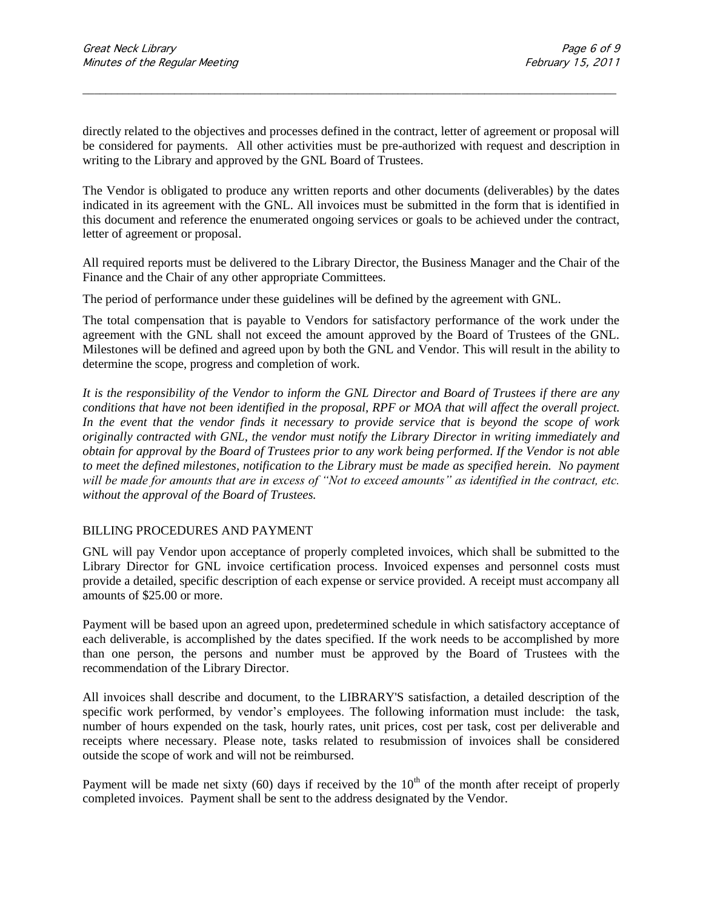directly related to the objectives and processes defined in the contract, letter of agreement or proposal will be considered for payments. All other activities must be pre-authorized with request and description in writing to the Library and approved by the GNL Board of Trustees.

The Vendor is obligated to produce any written reports and other documents (deliverables) by the dates indicated in its agreement with the GNL. All invoices must be submitted in the form that is identified in this document and reference the enumerated ongoing services or goals to be achieved under the contract, letter of agreement or proposal.

All required reports must be delivered to the Library Director, the Business Manager and the Chair of the Finance and the Chair of any other appropriate Committees.

The period of performance under these guidelines will be defined by the agreement with GNL.

The total compensation that is payable to Vendors for satisfactory performance of the work under the agreement with the GNL shall not exceed the amount approved by the Board of Trustees of the GNL. Milestones will be defined and agreed upon by both the GNL and Vendor. This will result in the ability to determine the scope, progress and completion of work.

*It is the responsibility of the Vendor to inform the GNL Director and Board of Trustees if there are any conditions that have not been identified in the proposal, RPF or MOA that will affect the overall project. In the event that the vendor finds it necessary to provide service that is beyond the scope of work originally contracted with GNL, the vendor must notify the Library Director in writing immediately and obtain for approval by the Board of Trustees prior to any work being performed. If the Vendor is not able to meet the defined milestones, notification to the Library must be made as specified herein. No payment will be made for amounts that are in excess of "Not to exceed amounts" as identified in the contract, etc. without the approval of the Board of Trustees.*

BILLING PROCEDURES AND PAYMENT

GNL will pay Vendor upon acceptance of properly completed invoices, which shall be submitted to the Library Director for GNL invoice certification process. Invoiced expenses and personnel costs must provide a detailed, specific description of each expense or service provided. A receipt must accompany all amounts of $25.00 or more.

Payment will be based upon an agreed upon, predetermined schedule in which satisfactory acceptance of each deliverable, is accomplished by the dates specified. If the work needs to be accomplished by more than one person, the persons and number must be approved by the Board of Trustees with the recommendation of the Library Director.

All invoices shall describe and document, to the LIBRARY'S satisfaction, a detailed description of the specific work performed, by vendor's employees. The following information must include: the task, number of hours expended on the task, hourly rates, unit prices, cost per task, cost per deliverable and receipts where necessary. Please note, tasks related to resubmission of invoices shall be considered outside the scope of work and will not be reimbursed.

Payment will be made net sixty (60) days if received by the 10th of the month after receipt of properly completed invoices. Payment shall be sent to the address designated by the Vendor.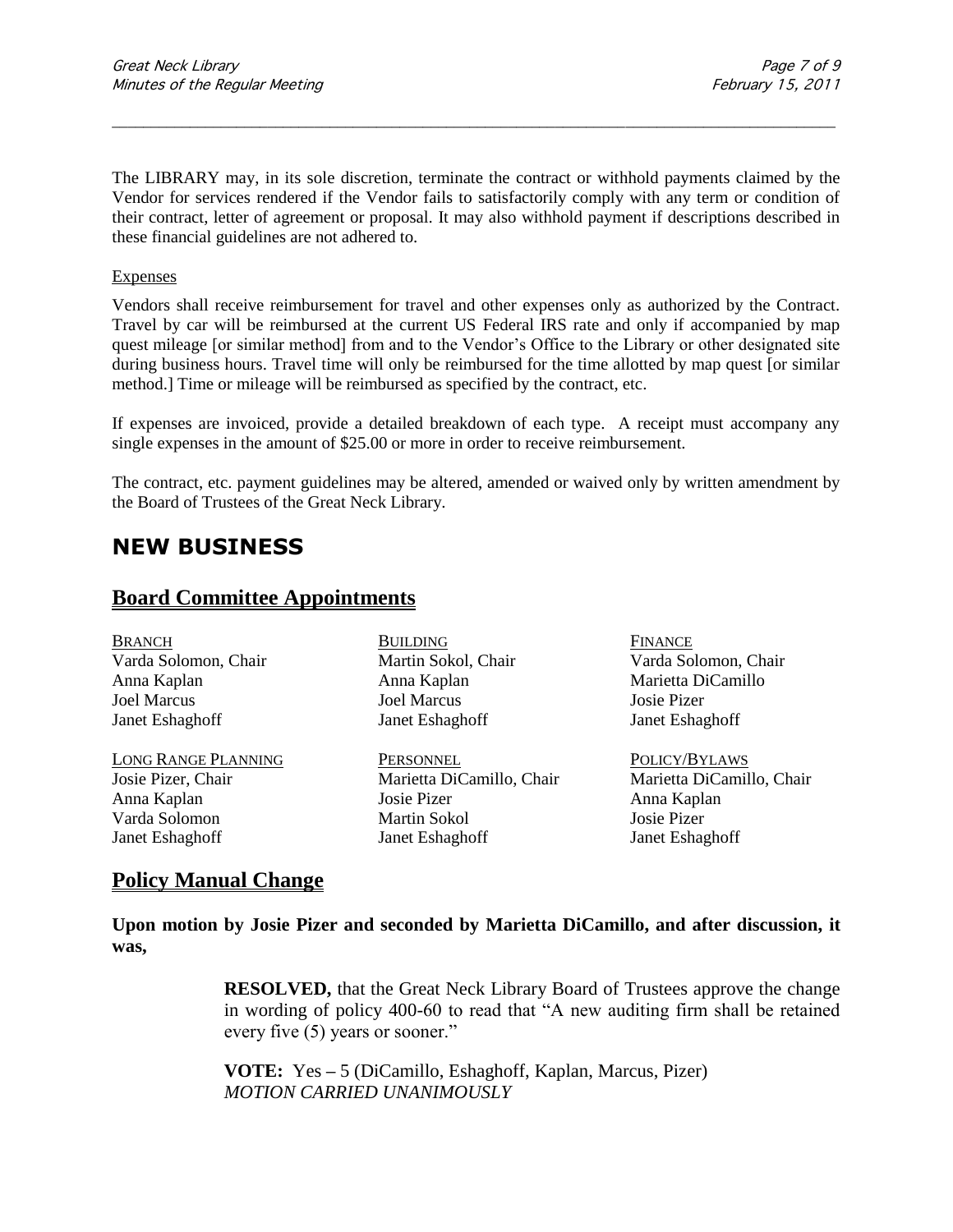The LIBRARY may, in its sole discretion, terminate the contract or withhold payments claimed by the Vendor for services rendered if the Vendor fails to satisfactorily comply with any term or condition of their contract, letter of agreement or proposal. It may also withhold payment if descriptions described in these financial guidelines are not adhered to.

Expenses

Vendors shall receive reimbursement for travel and other expenses only as authorized by the Contract. Travel by car will be reimbursed at the current US Federal IRS rate and only if accompanied by map quest mileage [or similar method] from and to the Vendor's Office to the Library or other designated site during business hours. Travel time will only be reimbursed for the time allotted by map quest [or similar method.] Time or mileage will be reimbursed as specified by the contract, etc.

If expenses are invoiced, provide a detailed breakdown of each type. A receipt must accompany any single expenses in the amount of $25.00 or more in order to receive reimbursement.

The contract, etc. payment guidelines may be altered, amended or waived only by written amendment by the Board of Trustees of the Great Neck Library.

# NEW BUSINESS

## Board Committee Appointments

| BRANCH | BUILDING | FINANCE |
|---|---|---|
| Varda Solomon, Chair | Martin Sokol, Chair | Varda Solomon, Chair |
| Anna Kaplan | Anna Kaplan | Marietta DiCamillo |
| Joel Marcus | Joel Marcus | Josie Pizer |
| Janet Eshaghoff | Janet Eshaghoff | Janet Eshaghoff |

| LONG RANGE PLANNING | PERSONNEL | POLICY/BYLAWS |
|---|---|---|
| Josie Pizer, Chair | Marietta DiCamillo, Chair | Marietta DiCamillo, Chair |
| Anna Kaplan | Josie Pizer | Anna Kaplan |
| Varda Solomon | Martin Sokol | Josie Pizer |
| Janet Eshaghoff | Janet Eshaghoff | Janet Eshaghoff |

## Policy Manual Change

**Upon motion by Josie Pizer and seconded by Marietta DiCamillo, and after discussion, it was,**

> **RESOLVED,** that the Great Neck Library Board of Trustees approve the change in wording of policy 400-60 to read that "A new auditing firm shall be retained every five (5) years or sooner."
>
> **VOTE:** Yes – 5 (DiCamillo, Eshaghoff, Kaplan, Marcus, Pizer)
> *MOTION CARRIED UNANIMOUSLY*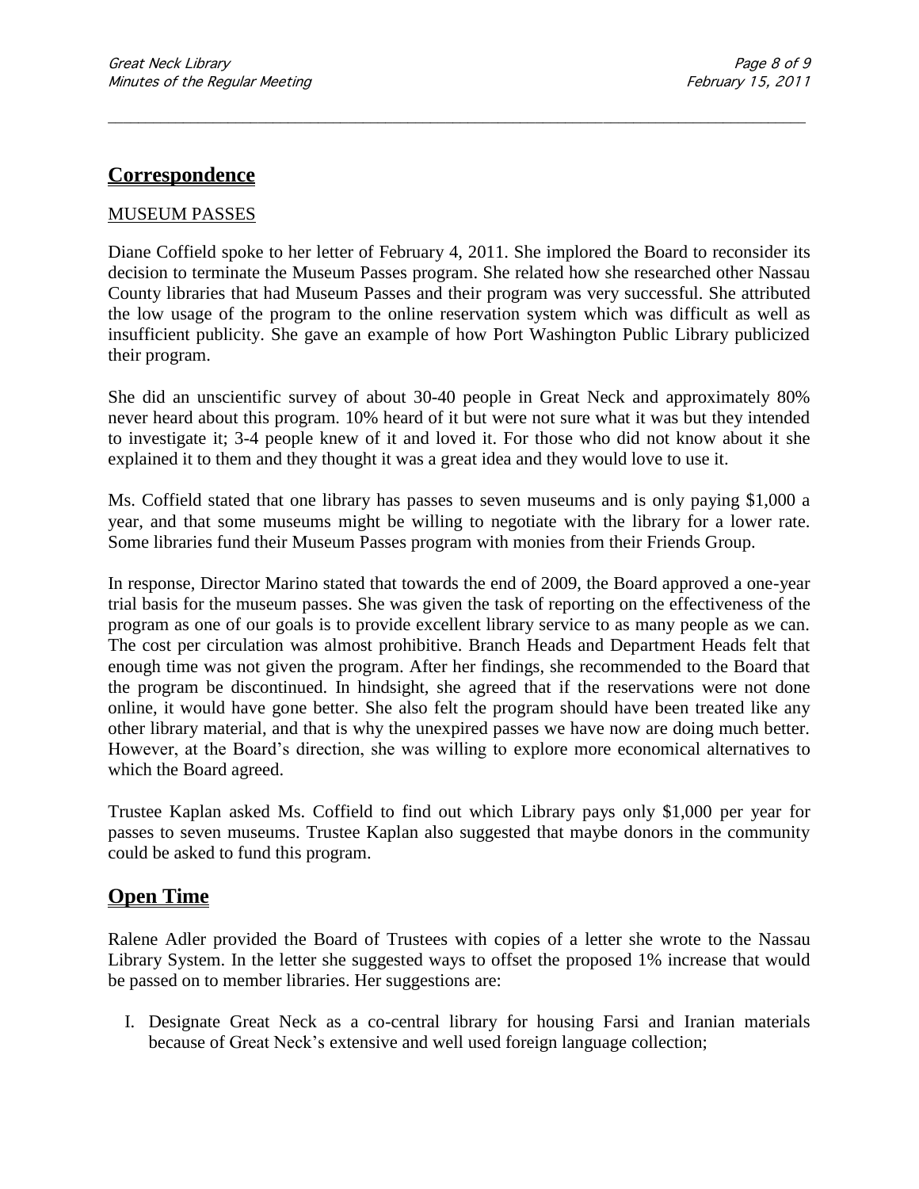## Correspondence

MUSEUM PASSES

Diane Coffield spoke to her letter of February 4, 2011. She implored the Board to reconsider its decision to terminate the Museum Passes program. She related how she researched other Nassau County libraries that had Museum Passes and their program was very successful. She attributed the low usage of the program to the online reservation system which was difficult as well as insufficient publicity. She gave an example of how Port Washington Public Library publicized their program.

She did an unscientific survey of about 30-40 people in Great Neck and approximately 80% never heard about this program. 10% heard of it but were not sure what it was but they intended to investigate it; 3-4 people knew of it and loved it. For those who did not know about it she explained it to them and they thought it was a great idea and they would love to use it.

Ms. Coffield stated that one library has passes to seven museums and is only paying $1,000 a year, and that some museums might be willing to negotiate with the library for a lower rate. Some libraries fund their Museum Passes program with monies from their Friends Group.

In response, Director Marino stated that towards the end of 2009, the Board approved a one-year trial basis for the museum passes. She was given the task of reporting on the effectiveness of the program as one of our goals is to provide excellent library service to as many people as we can. The cost per circulation was almost prohibitive. Branch Heads and Department Heads felt that enough time was not given the program. After her findings, she recommended to the Board that the program be discontinued. In hindsight, she agreed that if the reservations were not done online, it would have gone better. She also felt the program should have been treated like any other library material, and that is why the unexpired passes we have now are doing much better. However, at the Board's direction, she was willing to explore more economical alternatives to which the Board agreed.

Trustee Kaplan asked Ms. Coffield to find out which Library pays only $1,000 per year for passes to seven museums. Trustee Kaplan also suggested that maybe donors in the community could be asked to fund this program.

## Open Time

Ralene Adler provided the Board of Trustees with copies of a letter she wrote to the Nassau Library System. In the letter she suggested ways to offset the proposed 1% increase that would be passed on to member libraries. Her suggestions are:

I. Designate Great Neck as a co-central library for housing Farsi and Iranian materials because of Great Neck's extensive and well used foreign language collection;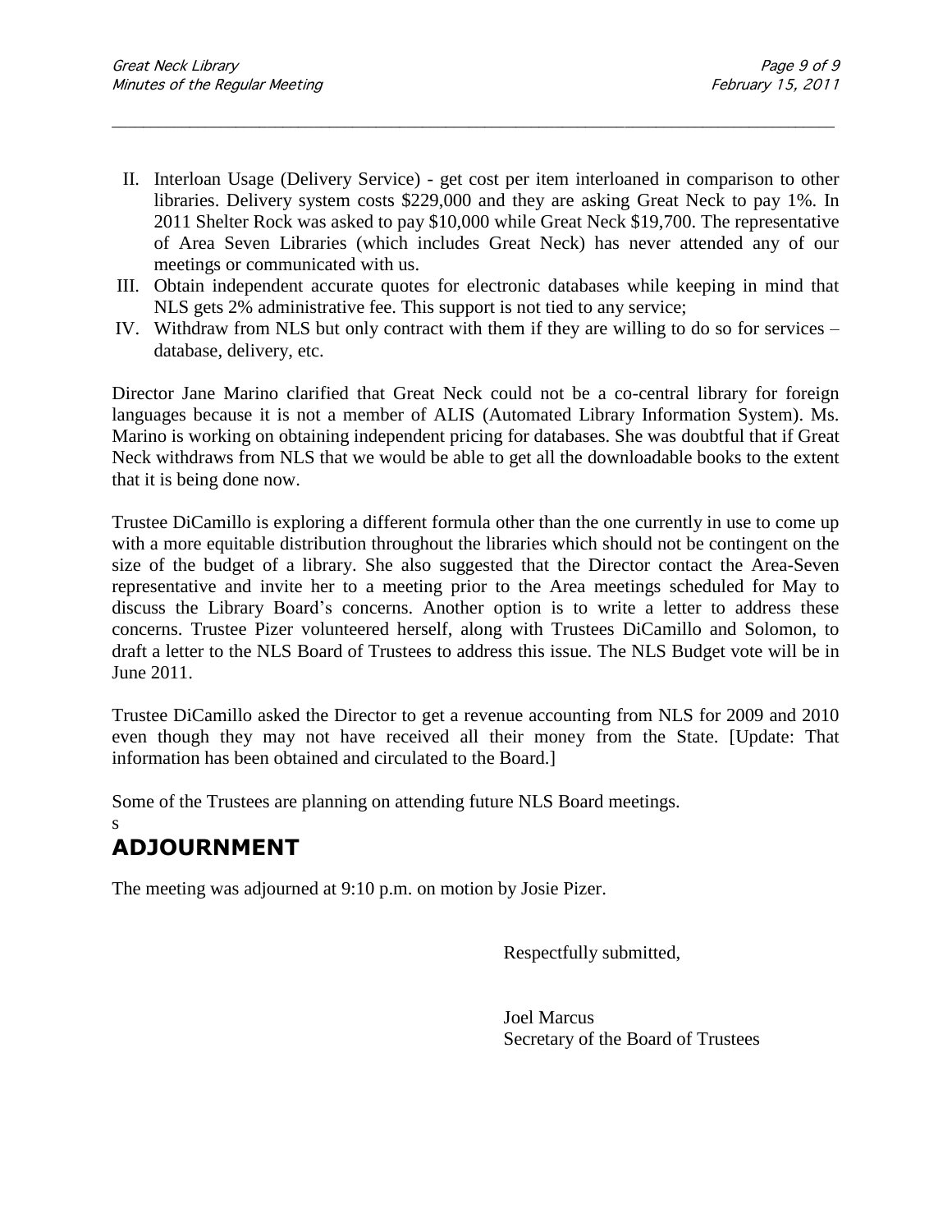II. Interloan Usage (Delivery Service) - get cost per item interloaned in comparison to other libraries. Delivery system costs $229,000 and they are asking Great Neck to pay 1%. In 2011 Shelter Rock was asked to pay $10,000 while Great Neck $19,700. The representative of Area Seven Libraries (which includes Great Neck) has never attended any of our meetings or communicated with us.

III. Obtain independent accurate quotes for electronic databases while keeping in mind that NLS gets 2% administrative fee. This support is not tied to any service;

IV. Withdraw from NLS but only contract with them if they are willing to do so for services – database, delivery, etc.

Director Jane Marino clarified that Great Neck could not be a co-central library for foreign languages because it is not a member of ALIS (Automated Library Information System). Ms. Marino is working on obtaining independent pricing for databases. She was doubtful that if Great Neck withdraws from NLS that we would be able to get all the downloadable books to the extent that it is being done now.

Trustee DiCamillo is exploring a different formula other than the one currently in use to come up with a more equitable distribution throughout the libraries which should not be contingent on the size of the budget of a library. She also suggested that the Director contact the Area-Seven representative and invite her to a meeting prior to the Area meetings scheduled for May to discuss the Library Board's concerns. Another option is to write a letter to address these concerns. Trustee Pizer volunteered herself, along with Trustees DiCamillo and Solomon, to draft a letter to the NLS Board of Trustees to address this issue. The NLS Budget vote will be in June 2011.

Trustee DiCamillo asked the Director to get a revenue accounting from NLS for 2009 and 2010 even though they may not have received all their money from the State. [Update: That information has been obtained and circulated to the Board.]

Some of the Trustees are planning on attending future NLS Board meetings.
s

## ADJOURNMENT

The meeting was adjourned at 9:10 p.m. on motion by Josie Pizer.

Respectfully submitted,

Joel Marcus
Secretary of the Board of Trustees